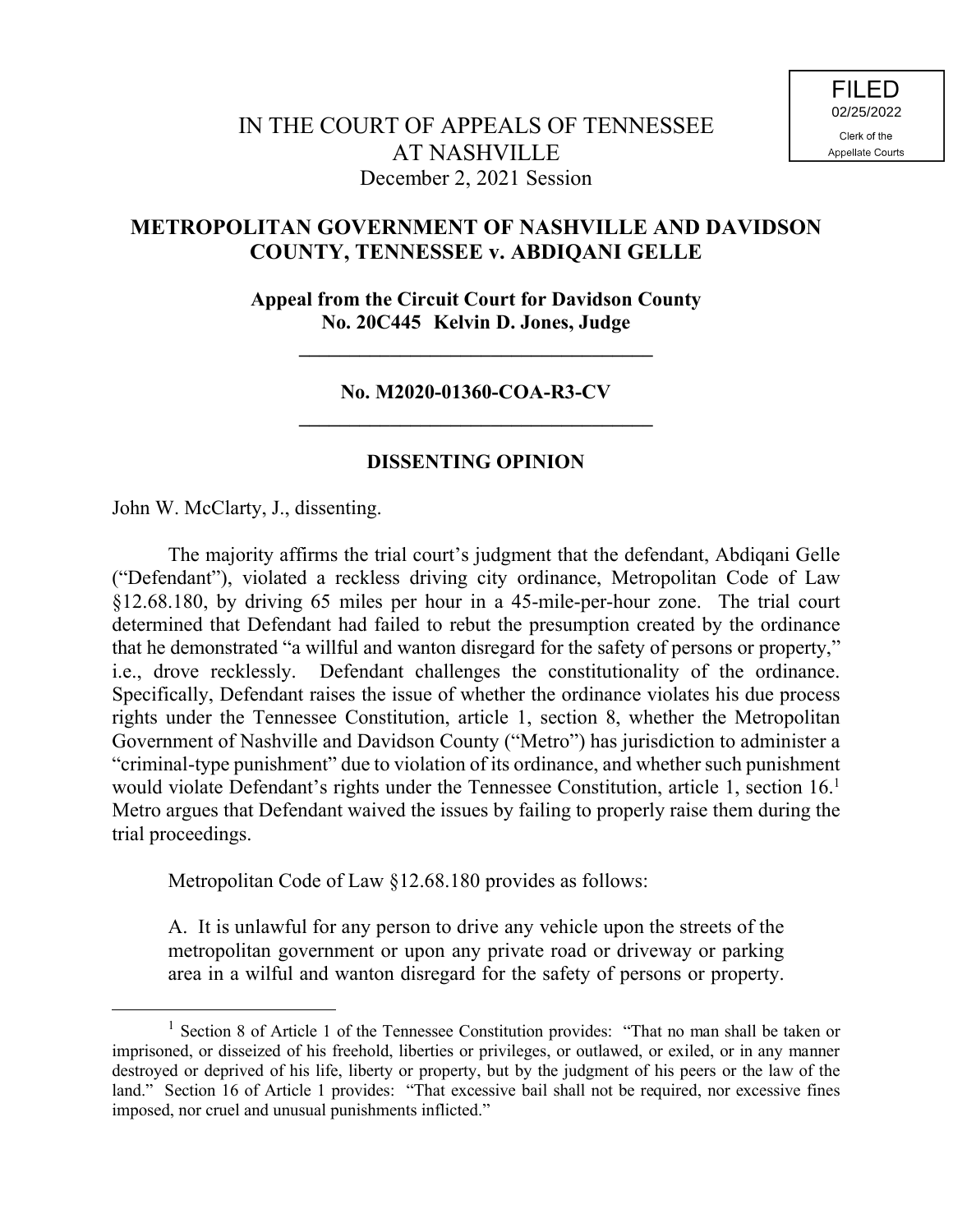FILED
02/25/2022
Clerk of the
Appellate Courts

IN THE COURT OF APPEALS OF TENNESSEE
AT NASHVILLE
December 2, 2021 Session

## METROPOLITAN GOVERNMENT OF NASHVILLE AND DAVIDSON COUNTY, TENNESSEE v. ABDIQANI GELLE

**Appeal from the Circuit Court for Davidson County**
**No. 20C445 Kelvin D. Jones, Judge**

---

**No. M2020-01360-COA-R3-CV**

---

### DISSENTING OPINION

John W. McClarty, J., dissenting.

The majority affirms the trial court's judgment that the defendant, Abdiqani Gelle ("Defendant"), violated a reckless driving city ordinance, Metropolitan Code of Law §12.68.180, by driving 65 miles per hour in a 45-mile-per-hour zone. The trial court determined that Defendant had failed to rebut the presumption created by the ordinance that he demonstrated "a willful and wanton disregard for the safety of persons or property," i.e., drove recklessly. Defendant challenges the constitutionality of the ordinance. Specifically, Defendant raises the issue of whether the ordinance violates his due process rights under the Tennessee Constitution, article 1, section 8, whether the Metropolitan Government of Nashville and Davidson County ("Metro") has jurisdiction to administer a "criminal-type punishment" due to violation of its ordinance, and whether such punishment would violate Defendant's rights under the Tennessee Constitution, article 1, section 16.[1] Metro argues that Defendant waived the issues by failing to properly raise them during the trial proceedings.

Metropolitan Code of Law §12.68.180 provides as follows:

> A. It is unlawful for any person to drive any vehicle upon the streets of the metropolitan government or upon any private road or driveway or parking area in a wilful and wanton disregard for the safety of persons or property.

---

[1] Section 8 of Article 1 of the Tennessee Constitution provides: "That no man shall be taken or imprisoned, or disseized of his freehold, liberties or privileges, or outlawed, or exiled, or in any manner destroyed or deprived of his life, liberty or property, but by the judgment of his peers or the law of the land." Section 16 of Article 1 provides: "That excessive bail shall not be required, nor excessive fines imposed, nor cruel and unusual punishments inflicted."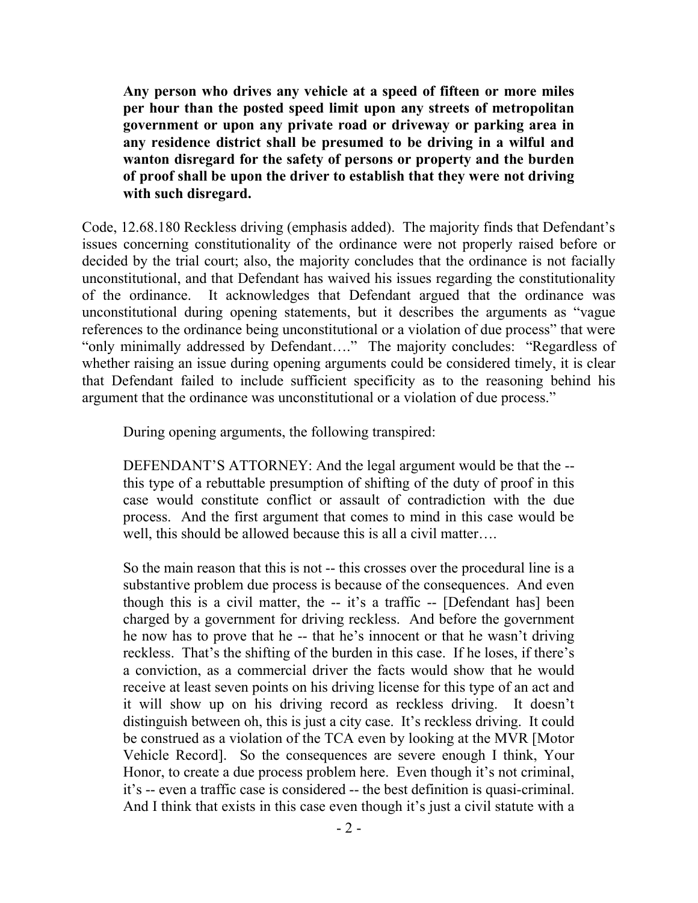> **Any person who drives any vehicle at a speed of fifteen or more miles per hour than the posted speed limit upon any streets of metropolitan government or upon any private road or driveway or parking area in any residence district shall be presumed to be driving in a wilful and wanton disregard for the safety of persons or property and the burden of proof shall be upon the driver to establish that they were not driving with such disregard.**

Code, 12.68.180 Reckless driving (emphasis added). The majority finds that Defendant's issues concerning constitutionality of the ordinance were not properly raised before or decided by the trial court; also, the majority concludes that the ordinance is not facially unconstitutional, and that Defendant has waived his issues regarding the constitutionality of the ordinance. It acknowledges that Defendant argued that the ordinance was unconstitutional during opening statements, but it describes the arguments as "vague references to the ordinance being unconstitutional or a violation of due process" that were "only minimally addressed by Defendant…." The majority concludes: "Regardless of whether raising an issue during opening arguments could be considered timely, it is clear that Defendant failed to include sufficient specificity as to the reasoning behind his argument that the ordinance was unconstitutional or a violation of due process."

During opening arguments, the following transpired:

> DEFENDANT'S ATTORNEY: And the legal argument would be that the -- this type of a rebuttable presumption of shifting of the duty of proof in this case would constitute conflict or assault of contradiction with the due process. And the first argument that comes to mind in this case would be well, this should be allowed because this is all a civil matter….
>
> So the main reason that this is not -- this crosses over the procedural line is a substantive problem due process is because of the consequences. And even though this is a civil matter, the -- it's a traffic -- [Defendant has] been charged by a government for driving reckless. And before the government he now has to prove that he -- that he's innocent or that he wasn't driving reckless. That's the shifting of the burden in this case. If he loses, if there's a conviction, as a commercial driver the facts would show that he would receive at least seven points on his driving license for this type of an act and it will show up on his driving record as reckless driving. It doesn't distinguish between oh, this is just a city case. It's reckless driving. It could be construed as a violation of the TCA even by looking at the MVR [Motor Vehicle Record]. So the consequences are severe enough I think, Your Honor, to create a due process problem here. Even though it's not criminal, it's -- even a traffic case is considered -- the best definition is quasi-criminal. And I think that exists in this case even though it's just a civil statute with a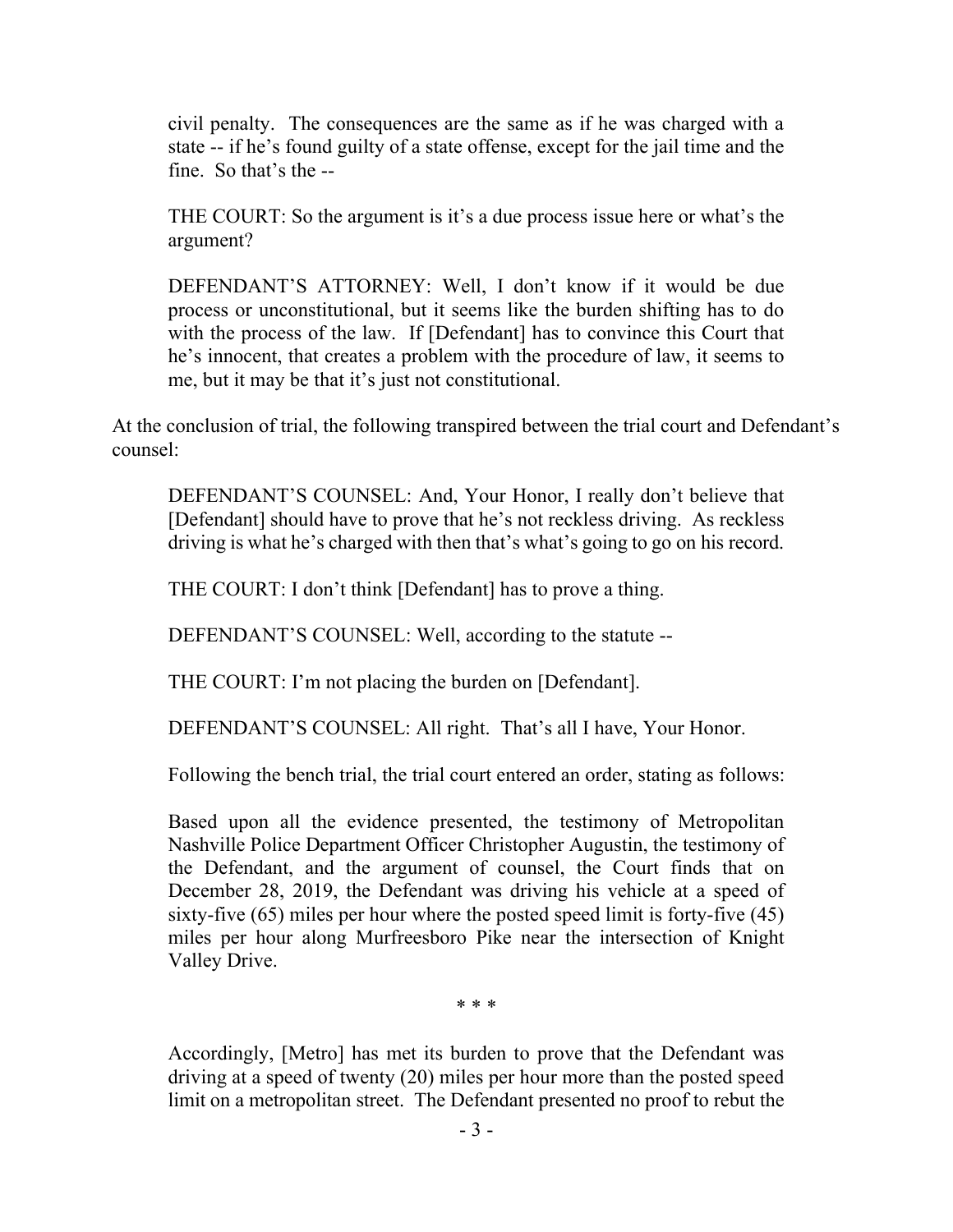civil penalty. The consequences are the same as if he was charged with a state -- if he's found guilty of a state offense, except for the jail time and the fine. So that's the --

THE COURT: So the argument is it's a due process issue here or what's the argument?

DEFENDANT'S ATTORNEY: Well, I don't know if it would be due process or unconstitutional, but it seems like the burden shifting has to do with the process of the law. If [Defendant] has to convince this Court that he's innocent, that creates a problem with the procedure of law, it seems to me, but it may be that it's just not constitutional.

At the conclusion of trial, the following transpired between the trial court and Defendant's counsel:

DEFENDANT'S COUNSEL: And, Your Honor, I really don't believe that [Defendant] should have to prove that he's not reckless driving. As reckless driving is what he's charged with then that's what's going to go on his record.

THE COURT: I don't think [Defendant] has to prove a thing.

DEFENDANT'S COUNSEL: Well, according to the statute --

THE COURT: I'm not placing the burden on [Defendant].

DEFENDANT'S COUNSEL: All right. That's all I have, Your Honor.

Following the bench trial, the trial court entered an order, stating as follows:

Based upon all the evidence presented, the testimony of Metropolitan Nashville Police Department Officer Christopher Augustin, the testimony of the Defendant, and the argument of counsel, the Court finds that on December 28, 2019, the Defendant was driving his vehicle at a speed of sixty-five (65) miles per hour where the posted speed limit is forty-five (45) miles per hour along Murfreesboro Pike near the intersection of Knight Valley Drive.

\* \* \*

Accordingly, [Metro] has met its burden to prove that the Defendant was driving at a speed of twenty (20) miles per hour more than the posted speed limit on a metropolitan street. The Defendant presented no proof to rebut the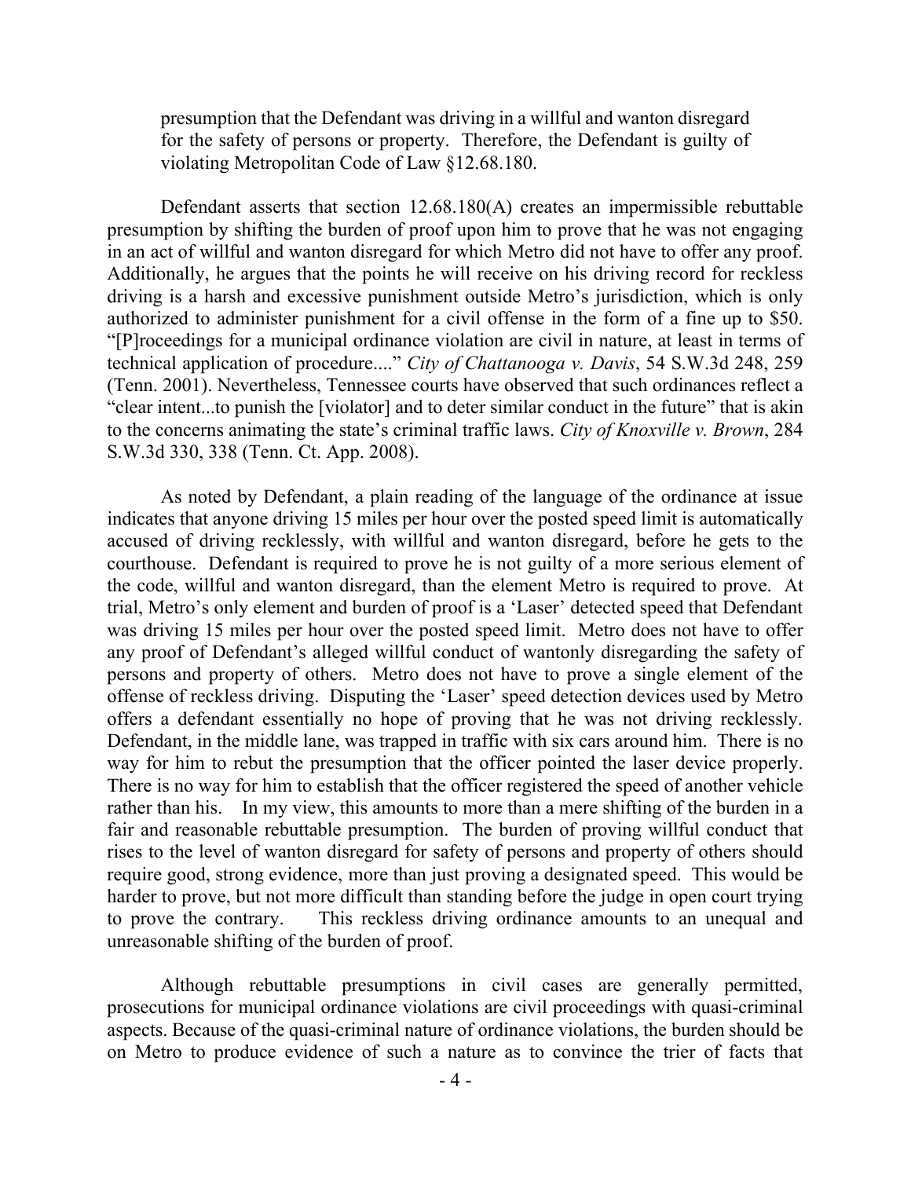> presumption that the Defendant was driving in a willful and wanton disregard for the safety of persons or property. Therefore, the Defendant is guilty of violating Metropolitan Code of Law §12.68.180.

Defendant asserts that section 12.68.180(A) creates an impermissible rebuttable presumption by shifting the burden of proof upon him to prove that he was not engaging in an act of willful and wanton disregard for which Metro did not have to offer any proof. Additionally, he argues that the points he will receive on his driving record for reckless driving is a harsh and excessive punishment outside Metro's jurisdiction, which is only authorized to administer punishment for a civil offense in the form of a fine up to $50. "[P]roceedings for a municipal ordinance violation are civil in nature, at least in terms of technical application of procedure...." *City of Chattanooga v. Davis*, 54 S.W.3d 248, 259 (Tenn. 2001). Nevertheless, Tennessee courts have observed that such ordinances reflect a "clear intent...to punish the [violator] and to deter similar conduct in the future" that is akin to the concerns animating the state's criminal traffic laws. *City of Knoxville v. Brown*, 284 S.W.3d 330, 338 (Tenn. Ct. App. 2008).

As noted by Defendant, a plain reading of the language of the ordinance at issue indicates that anyone driving 15 miles per hour over the posted speed limit is automatically accused of driving recklessly, with willful and wanton disregard, before he gets to the courthouse. Defendant is required to prove he is not guilty of a more serious element of the code, willful and wanton disregard, than the element Metro is required to prove. At trial, Metro's only element and burden of proof is a 'Laser' detected speed that Defendant was driving 15 miles per hour over the posted speed limit. Metro does not have to offer any proof of Defendant's alleged willful conduct of wantonly disregarding the safety of persons and property of others. Metro does not have to prove a single element of the offense of reckless driving. Disputing the 'Laser' speed detection devices used by Metro offers a defendant essentially no hope of proving that he was not driving recklessly. Defendant, in the middle lane, was trapped in traffic with six cars around him. There is no way for him to rebut the presumption that the officer pointed the laser device properly. There is no way for him to establish that the officer registered the speed of another vehicle rather than his. In my view, this amounts to more than a mere shifting of the burden in a fair and reasonable rebuttable presumption. The burden of proving willful conduct that rises to the level of wanton disregard for safety of persons and property of others should require good, strong evidence, more than just proving a designated speed. This would be harder to prove, but not more difficult than standing before the judge in open court trying to prove the contrary. This reckless driving ordinance amounts to an unequal and unreasonable shifting of the burden of proof.

Although rebuttable presumptions in civil cases are generally permitted, prosecutions for municipal ordinance violations are civil proceedings with quasi-criminal aspects. Because of the quasi-criminal nature of ordinance violations, the burden should be on Metro to produce evidence of such a nature as to convince the trier of facts that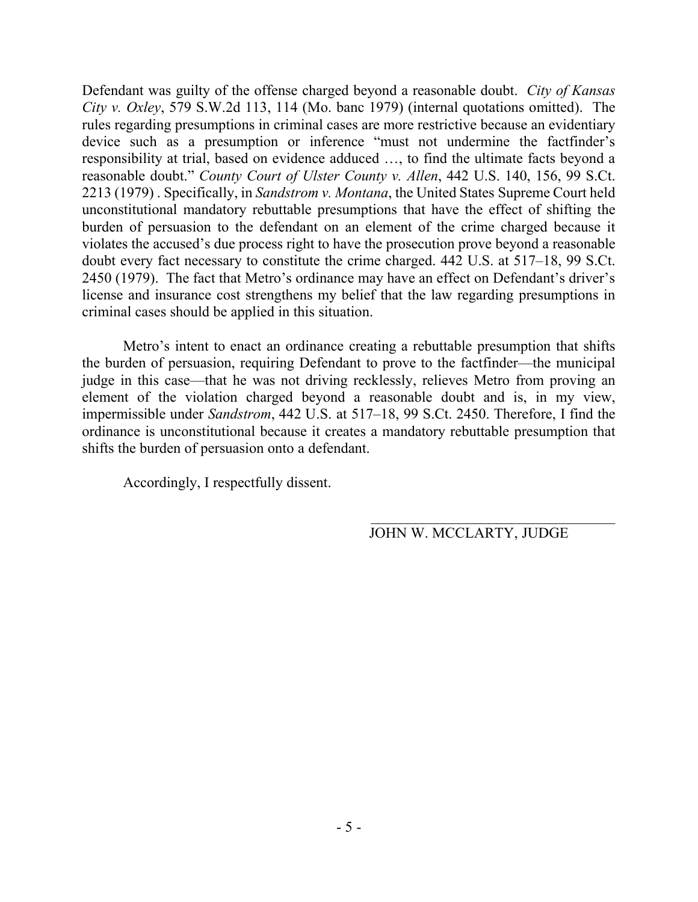Defendant was guilty of the offense charged beyond a reasonable doubt. *City of Kansas City v. Oxley*, 579 S.W.2d 113, 114 (Mo. banc 1979) (internal quotations omitted). The rules regarding presumptions in criminal cases are more restrictive because an evidentiary device such as a presumption or inference "must not undermine the factfinder's responsibility at trial, based on evidence adduced …, to find the ultimate facts beyond a reasonable doubt." *County Court of Ulster County v. Allen*, 442 U.S. 140, 156, 99 S.Ct. 2213 (1979) . Specifically, in *Sandstrom v. Montana*, the United States Supreme Court held unconstitutional mandatory rebuttable presumptions that have the effect of shifting the burden of persuasion to the defendant on an element of the crime charged because it violates the accused's due process right to have the prosecution prove beyond a reasonable doubt every fact necessary to constitute the crime charged. 442 U.S. at 517–18, 99 S.Ct. 2450 (1979). The fact that Metro's ordinance may have an effect on Defendant's driver's license and insurance cost strengthens my belief that the law regarding presumptions in criminal cases should be applied in this situation.

Metro's intent to enact an ordinance creating a rebuttable presumption that shifts the burden of persuasion, requiring Defendant to prove to the factfinder—the municipal judge in this case—that he was not driving recklessly, relieves Metro from proving an element of the violation charged beyond a reasonable doubt and is, in my view, impermissible under *Sandstrom*, 442 U.S. at 517–18, 99 S.Ct. 2450. Therefore, I find the ordinance is unconstitutional because it creates a mandatory rebuttable presumption that shifts the burden of persuasion onto a defendant.

Accordingly, I respectfully dissent.

JOHN W. MCCLARTY, JUDGE